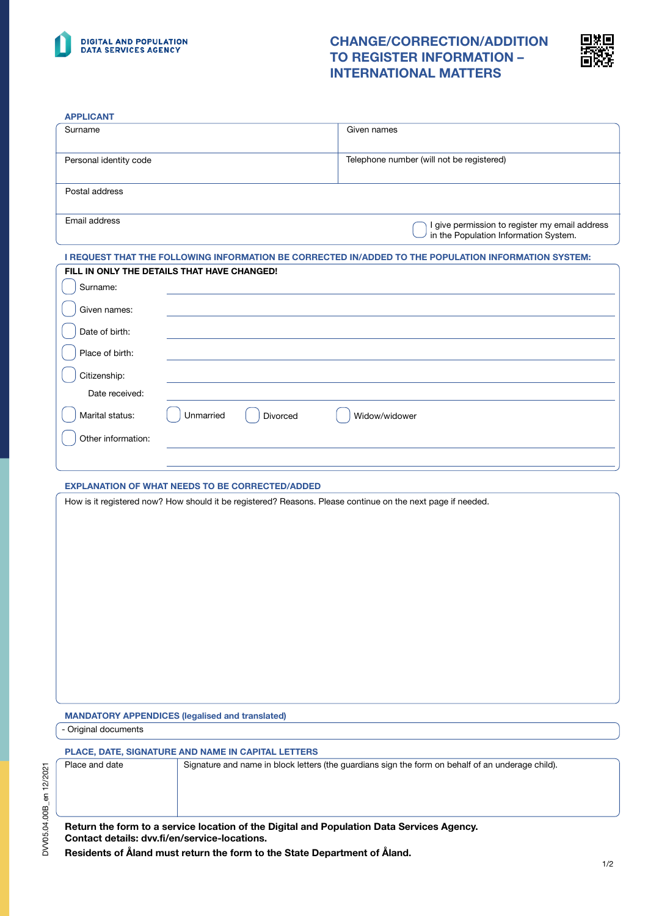**DIGITAL AND POPULATION DATA SERVICES AGENCY**

# CHANGE/CORRECTION/ADDITION TO REGISTER INFORMATION – INTERNATIONAL MATTERS

## APPLICANT

| Surname | Given names |
|---|---|
| Personal identity code | Telephone number (will not be registered) |
| Postal address | |
| Email address | ☐ I give permission to register my email address in the Population Information System. |

## I REQUEST THAT THE FOLLOWING INFORMATION BE CORRECTED IN/ADDED TO THE POPULATION INFORMATION SYSTEM:

**FILL IN ONLY THE DETAILS THAT HAVE CHANGED!**

☐ Surname: ______________________

☐ Given names: ______________________

☐ Date of birth: ______________________

☐ Place of birth: ______________________

☐ Citizenship: ______________________

Date received: ______________________

☐ Marital status: ☐ Unmarried ☐ Divorced ☐ Widow/widower

☐ Other information: ______________________

## EXPLANATION OF WHAT NEEDS TO BE CORRECTED/ADDED

How is it registered now? How should it be registered? Reasons. Please continue on the next page if needed.

## MANDATORY APPENDICES (legalised and translated)

- Original documents

## PLACE, DATE, SIGNATURE AND NAME IN CAPITAL LETTERS

| Place and date | Signature and name in block letters (the guardians sign the form on behalf of an underage child). |
|---|---|
| | |

**Return the form to a service location of the Digital and Population Data Services Agency.**
**Contact details: dvv.fi/en/service-locations.**

**Residents of Åland must return the form to the State Department of Åland.**

DVV05.04.00B_en 12/2021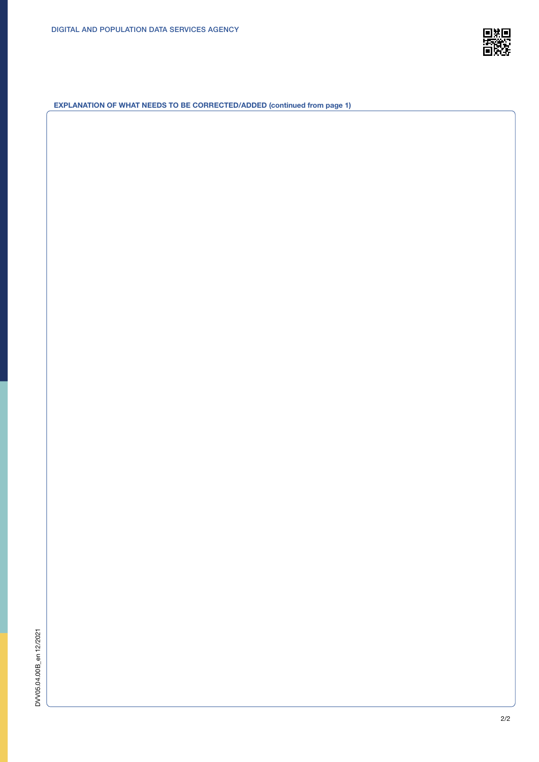DIGITAL AND POPULATION DATA SERVICES AGENCY

**EXPLANATION OF WHAT NEEDS TO BE CORRECTED/ADDED (continued from page 1)**

DVV05.04.00B_en 12/2021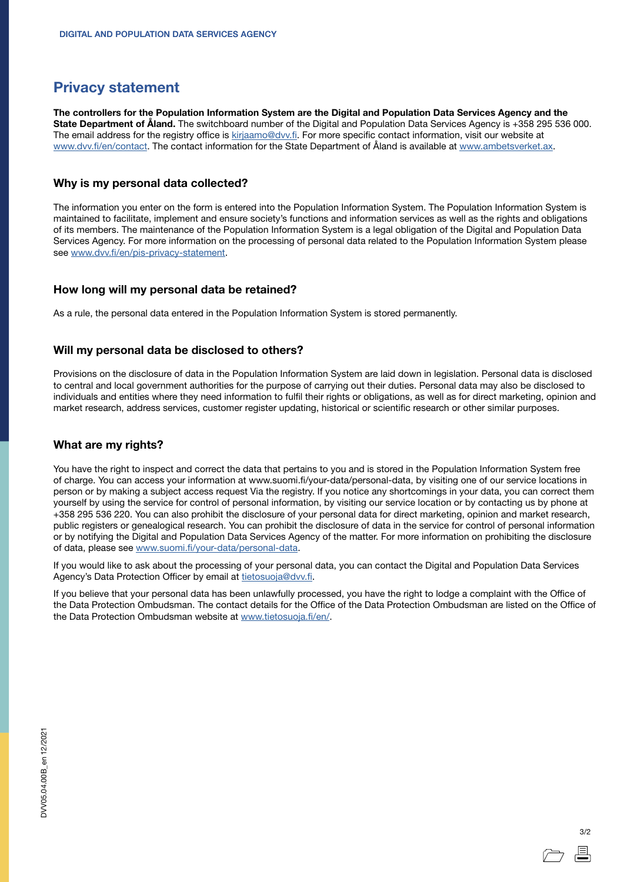# Privacy statement

**The controllers for the Population Information System are the Digital and Population Data Services Agency and the State Department of Åland.** The switchboard number of the Digital and Population Data Services Agency is +358 295 536 000. The email address for the registry office is kirjaamo@dvv.fi. For more specific contact information, visit our website at www.dvv.fi/en/contact. The contact information for the State Department of Åland is available at www.ambetsverket.ax.

## Why is my personal data collected?

The information you enter on the form is entered into the Population Information System. The Population Information System is maintained to facilitate, implement and ensure society's functions and information services as well as the rights and obligations of its members. The maintenance of the Population Information System is a legal obligation of the Digital and Population Data Services Agency. For more information on the processing of personal data related to the Population Information System please see www.dvv.fi/en/pis-privacy-statement.

## How long will my personal data be retained?

As a rule, the personal data entered in the Population Information System is stored permanently.

## Will my personal data be disclosed to others?

Provisions on the disclosure of data in the Population Information System are laid down in legislation. Personal data is disclosed to central and local government authorities for the purpose of carrying out their duties. Personal data may also be disclosed to individuals and entities where they need information to fulfil their rights or obligations, as well as for direct marketing, opinion and market research, address services, customer register updating, historical or scientific research or other similar purposes.

## What are my rights?

You have the right to inspect and correct the data that pertains to you and is stored in the Population Information System free of charge. You can access your information at www.suomi.fi/your-data/personal-data, by visiting one of our service locations in person or by making a subject access request Via the registry. If you notice any shortcomings in your data, you can correct them yourself by using the service for control of personal information, by visiting our service location or by contacting us by phone at +358 295 536 220. You can also prohibit the disclosure of your personal data for direct marketing, opinion and market research, public registers or genealogical research. You can prohibit the disclosure of data in the service for control of personal information or by notifying the Digital and Population Data Services Agency of the matter. For more information on prohibiting the disclosure of data, please see www.suomi.fi/your-data/personal-data.

If you would like to ask about the processing of your personal data, you can contact the Digital and Population Data Services Agency's Data Protection Officer by email at tietosuoja@dvv.fi.

If you believe that your personal data has been unlawfully processed, you have the right to lodge a complaint with the Office of the Data Protection Ombudsman. The contact details for the Office of the Data Protection Ombudsman are listed on the Office of the Data Protection Ombudsman website at www.tietosuoja.fi/en/.

DVV05.04.00B_en 12/2021